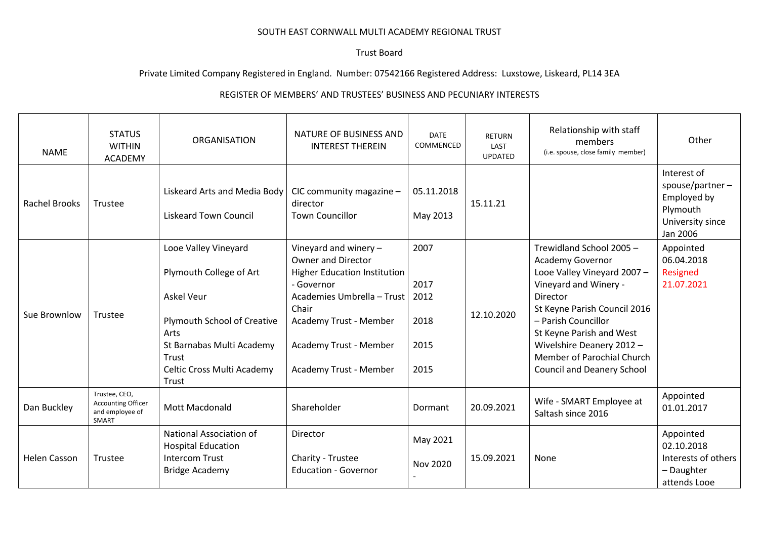SOUTH EAST CORNWALL MULTI ACADEMY REGIONAL TRUST

Trust Board

Private Limited Company Registered in England. Number: 07542166 Registered Address: Luxstowe, Liskeard, PL14 3EA

REGISTER OF MEMBERS' AND TRUSTEES' BUSINESS AND PECUNIARY INTERESTS

| NAME | STATUS WITHIN ACADEMY | ORGANISATION | NATURE OF BUSINESS AND INTEREST THEREIN | DATE COMMENCED | RETURN LAST UPDATED | Relationship with staff members (i.e. spouse, close family member) | Other |
|---|---|---|---|---|---|---|---|
| Rachel Brooks | Trustee | Liskeard Arts and Media Body<br>Liskeard Town Council | CIC community magazine – director<br>Town Councillor | 05.11.2018<br>May 2013 | 15.11.21 | | Interest of spouse/partner – Employed by Plymouth University since Jan 2006 |
| Sue Brownlow | Trustee | Looe Valley Vineyard<br>Plymouth College of Art<br>Askel Veur<br>Plymouth School of Creative Arts<br>St Barnabas Multi Academy Trust<br>Celtic Cross Multi Academy Trust | Vineyard and winery – Owner and Director<br>Higher Education Institution - Governor<br>Academies Umbrella – Trust Chair<br>Academy Trust - Member<br>Academy Trust - Member<br>Academy Trust - Member | 2007<br>2017<br>2012<br>2018<br>2015<br>2015 | 12.10.2020 | Trewidland School 2005 – Academy Governor<br>Looe Valley Vineyard 2007 – Vineyard and Winery - Director<br>St Keyne Parish Council 2016 – Parish Councillor<br>St Keyne Parish and West Wivelshire Deanery 2012 – Member of Parochial Church Council and Deanery School | Appointed 06.04.2018<br>Resigned 21.07.2021 |
| Dan Buckley | Trustee, CEO, Accounting Officer and employee of SMART | Mott Macdonald | Shareholder | Dormant | 20.09.2021 | Wife - SMART Employee at Saltash since 2016 | Appointed 01.01.2017 |
| Helen Casson | Trustee | National Association of Hospital Education<br>Intercom Trust<br>Bridge Academy | Director<br>Charity - Trustee<br>Education - Governor | May 2021<br>Nov 2020<br>- | 15.09.2021 | None | Appointed 02.10.2018<br>Interests of others – Daughter attends Looe |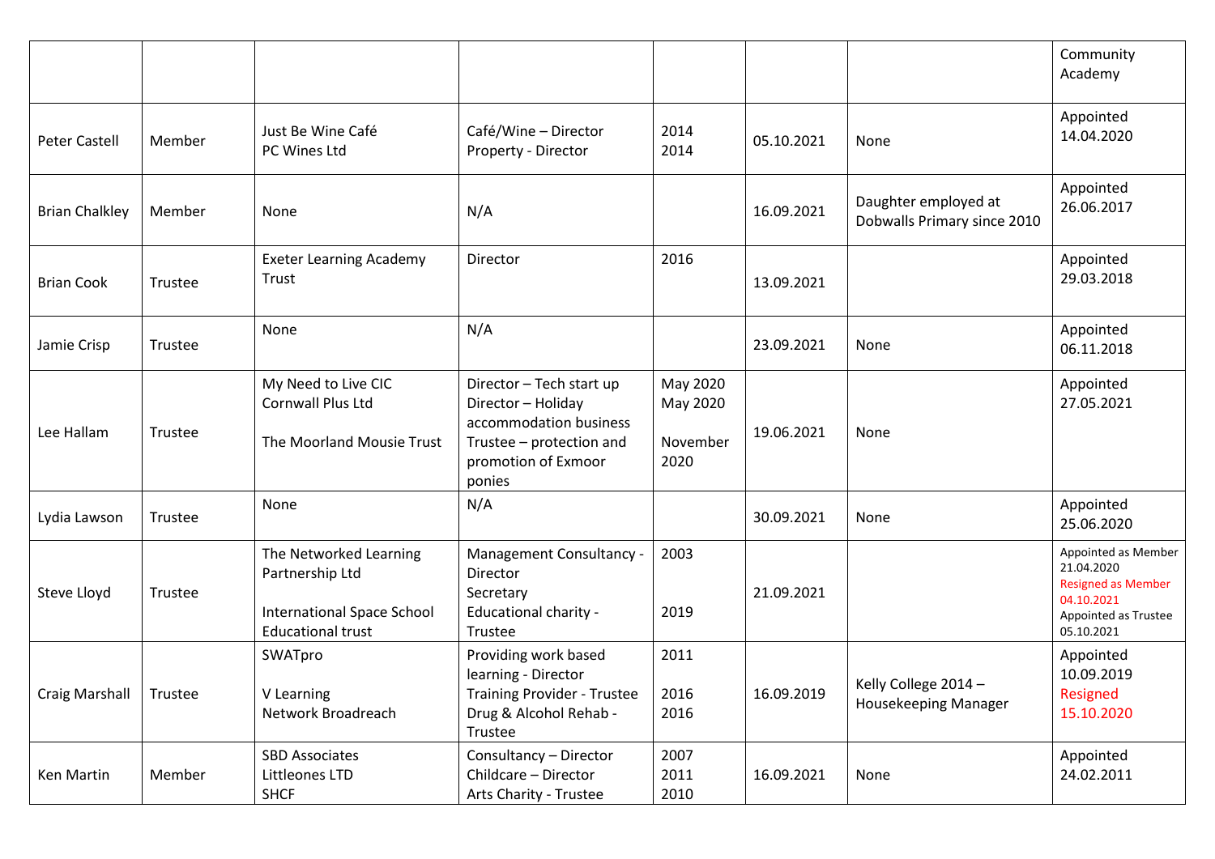|  |  |  |  |  |  |  | Community Academy |
|---|---|---|---|---|---|---|---|
| Peter Castell | Member | Just Be Wine Café<br>PC Wines Ltd | Café/Wine – Director<br>Property - Director | 2014<br>2014 | 05.10.2021 | None | Appointed 14.04.2020 |
| Brian Chalkley | Member | None | N/A |  | 16.09.2021 | Daughter employed at Dobwalls Primary since 2010 | Appointed 26.06.2017 |
| Brian Cook | Trustee | Exeter Learning Academy Trust | Director | 2016 | 13.09.2021 |  | Appointed 29.03.2018 |
| Jamie Crisp | Trustee | None | N/A |  | 23.09.2021 | None | Appointed 06.11.2018 |
| Lee Hallam | Trustee | My Need to Live CIC<br>Cornwall Plus Ltd<br><br>The Moorland Mousie Trust | Director – Tech start up<br>Director – Holiday accommodation business<br>Trustee – protection and promotion of Exmoor ponies | May 2020<br>May 2020<br><br>November 2020 | 19.06.2021 | None | Appointed 27.05.2021 |
| Lydia Lawson | Trustee | None | N/A |  | 30.09.2021 | None | Appointed 25.06.2020 |
| Steve Lloyd | Trustee | The Networked Learning Partnership Ltd<br><br>International Space School Educational trust | Management Consultancy - Director<br>Secretary<br>Educational charity - Trustee | 2003<br><br><br>2019 | 21.09.2021 |  | Appointed as Member 21.04.2020<br>Resigned as Member 04.10.2021<br>Appointed as Trustee 05.10.2021 |
| Craig Marshall | Trustee | SWATpro<br><br>V Learning<br>Network Broadreach | Providing work based learning - Director<br>Training Provider - Trustee<br>Drug & Alcohol Rehab - Trustee | 2011<br><br>2016<br>2016 | 16.09.2019 | Kelly College 2014 – Housekeeping Manager | Appointed 10.09.2019<br>Resigned 15.10.2020 |
| Ken Martin | Member | SBD Associates<br>Littleones LTD<br>SHCF | Consultancy – Director<br>Childcare – Director<br>Arts Charity - Trustee | 2007<br>2011<br>2010 | 16.09.2021 | None | Appointed 24.02.2011 |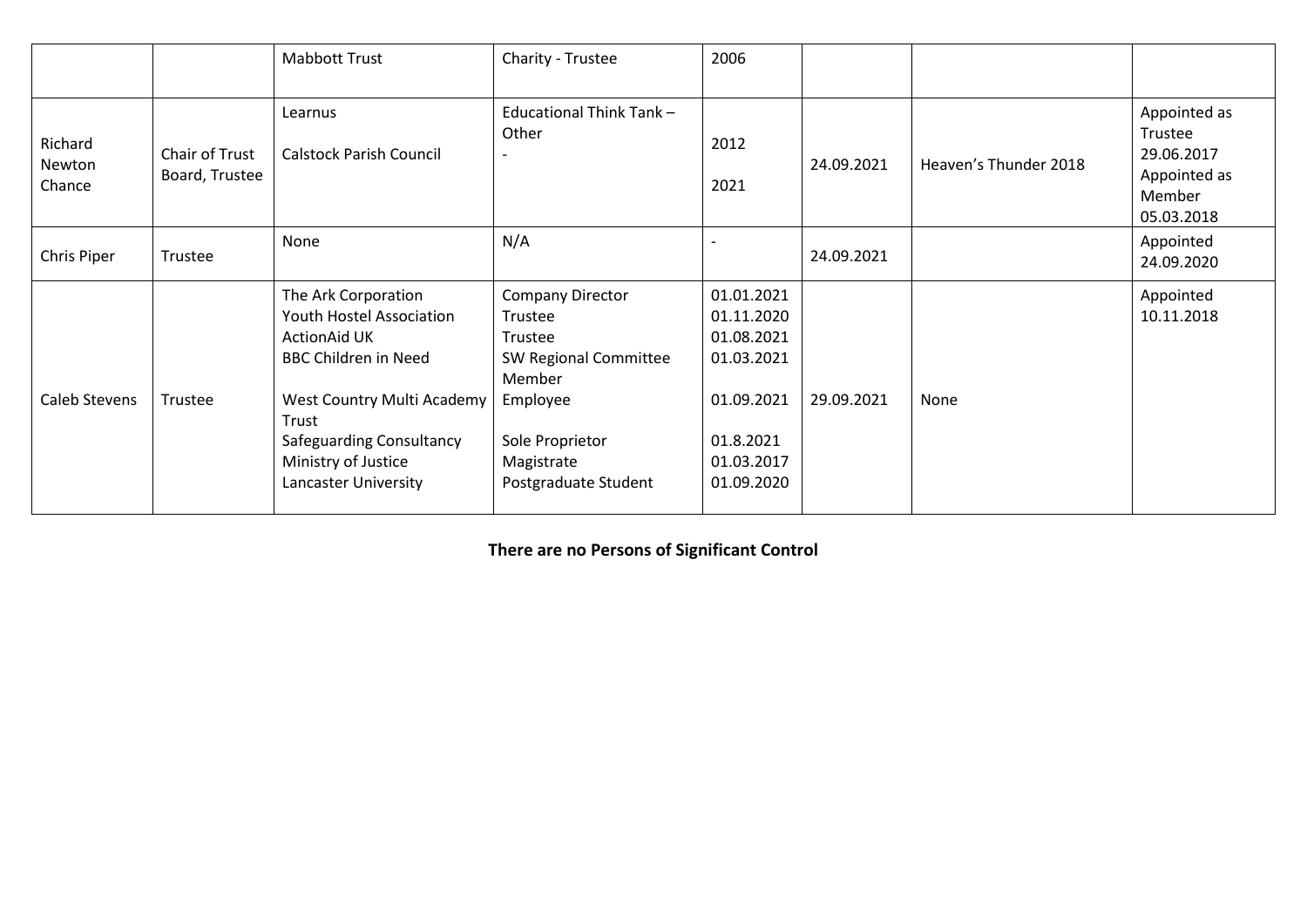| | | | | | | | |
|---|---|---|---|---|---|---|---|
| | | Mabbott Trust | Charity - Trustee | 2006 | | | |
| Richard Newton Chance | Chair of Trust Board, Trustee | Learnus<br>Calstock Parish Council | Educational Think Tank – Other<br>- | 2012<br>2021 | 24.09.2021 | Heaven's Thunder 2018 | Appointed as Trustee 29.06.2017 Appointed as Member 05.03.2018 |
| Chris Piper | Trustee | None | N/A | - | 24.09.2021 | | Appointed 24.09.2020 |
| Caleb Stevens | Trustee | The Ark Corporation<br>Youth Hostel Association<br>ActionAid UK<br>BBC Children in Need<br>West Country Multi Academy Trust<br>Safeguarding Consultancy<br>Ministry of Justice<br>Lancaster University | Company Director<br>Trustee<br>Trustee<br>SW Regional Committee Member<br>Employee<br>Sole Proprietor<br>Magistrate<br>Postgraduate Student | 01.01.2021<br>01.11.2020<br>01.08.2021<br>01.03.2021<br>01.09.2021<br>01.8.2021<br>01.03.2017<br>01.09.2020 | 29.09.2021 | None | Appointed 10.11.2018 |

**There are no Persons of Significant Control**